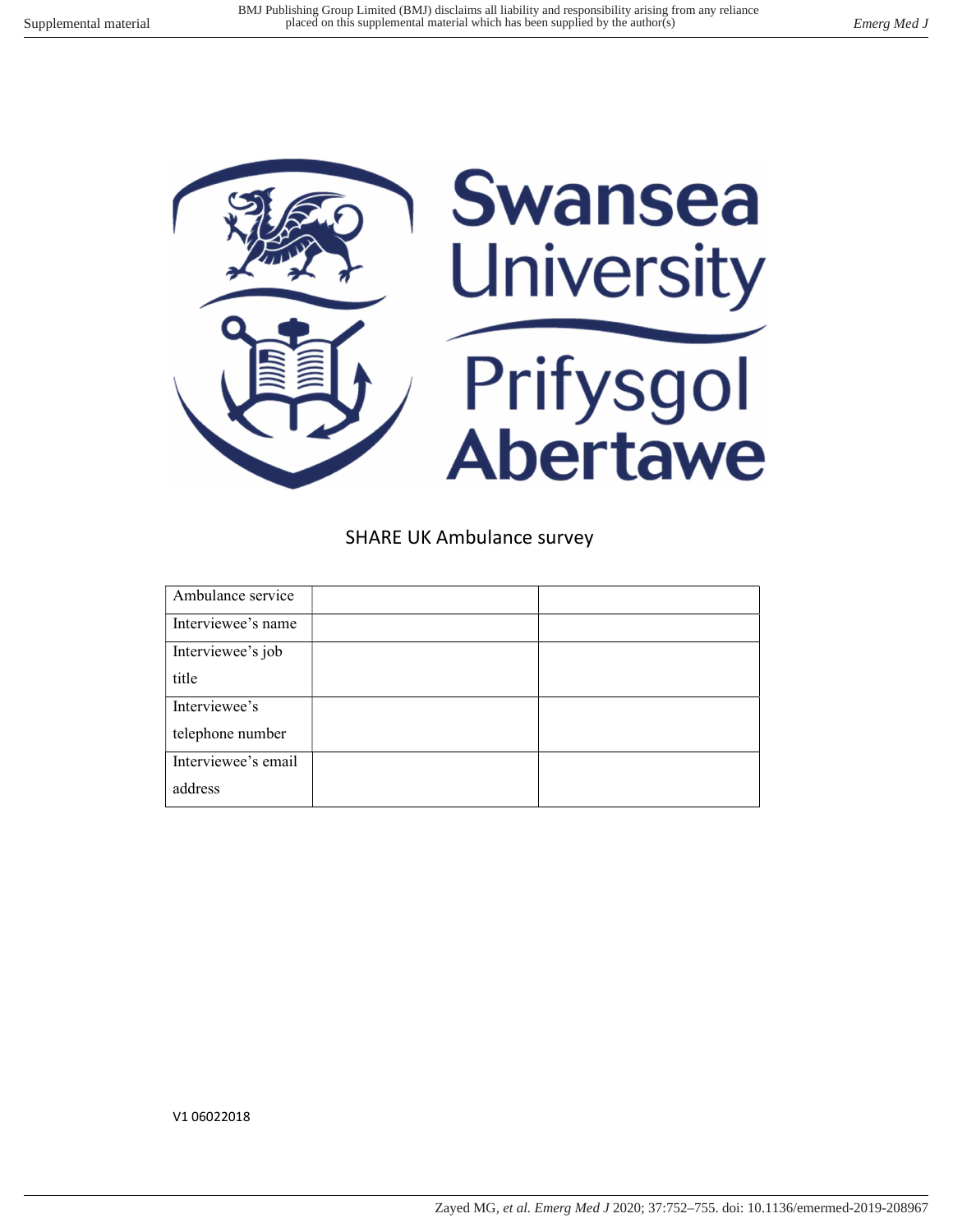Swansea University
Prifysgol Abertawe

## SHARE UK Ambulance survey

| Ambulance service | | |
|---|---|---|
| Interviewee's name | | |
| Interviewee's job title | | |
| Interviewee's telephone number | | |
| Interviewee's email address | | |

V1 06022018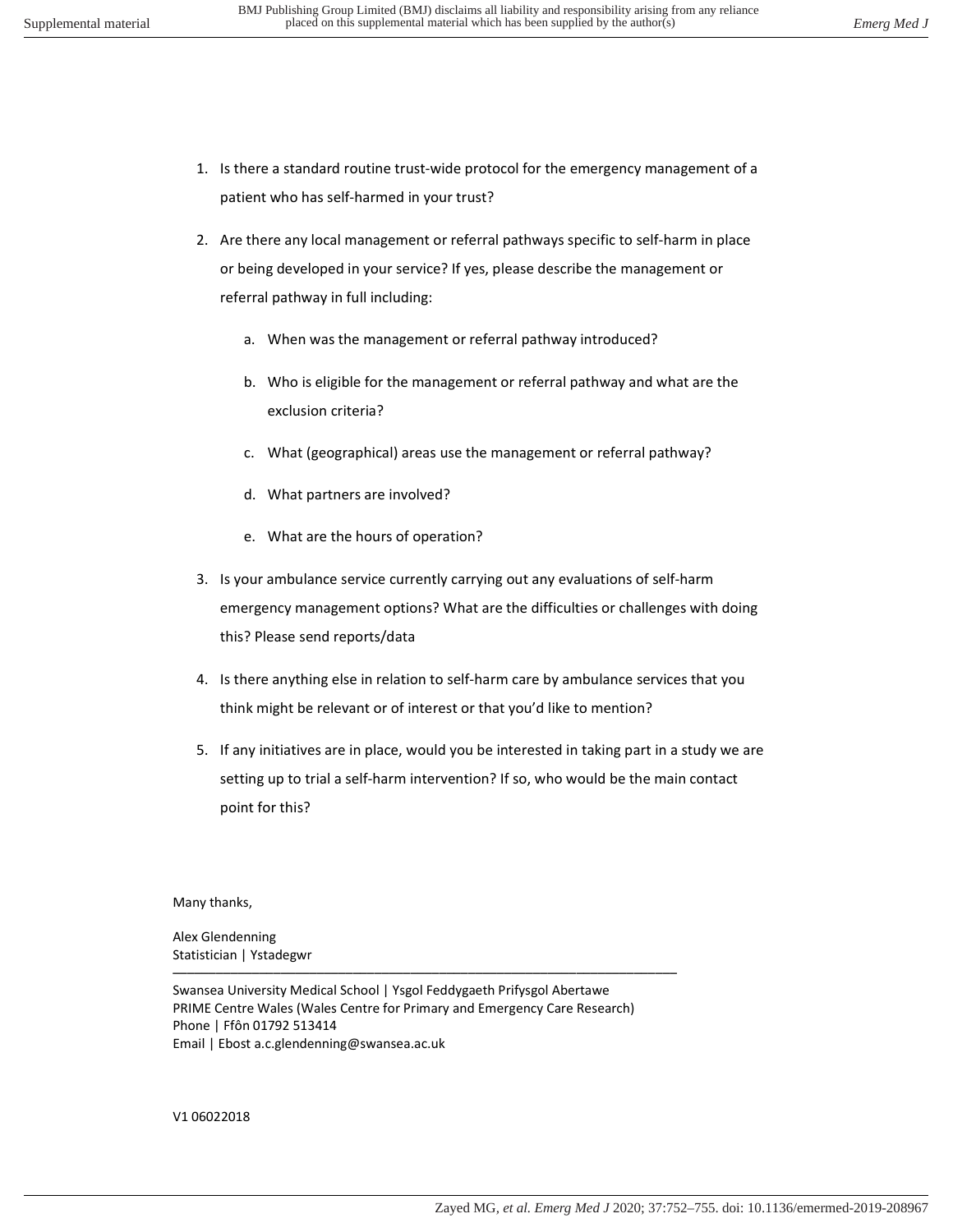1. Is there a standard routine trust-wide protocol for the emergency management of a patient who has self-harmed in your trust?

2. Are there any local management or referral pathways specific to self-harm in place or being developed in your service? If yes, please describe the management or referral pathway in full including:

   a. When was the management or referral pathway introduced?

   b. Who is eligible for the management or referral pathway and what are the exclusion criteria?

   c. What (geographical) areas use the management or referral pathway?

   d. What partners are involved?

   e. What are the hours of operation?

3. Is your ambulance service currently carrying out any evaluations of self-harm emergency management options? What are the difficulties or challenges with doing this? Please send reports/data

4. Is there anything else in relation to self-harm care by ambulance services that you think might be relevant or of interest or that you'd like to mention?

5. If any initiatives are in place, would you be interested in taking part in a study we are setting up to trial a self-harm intervention? If so, who would be the main contact point for this?

Many thanks,

Alex Glendenning
Statistician | Ystadegwr

---

Swansea University Medical School | Ysgol Feddygaeth Prifysgol Abertawe
PRIME Centre Wales (Wales Centre for Primary and Emergency Care Research)
Phone | Ffôn 01792 513414
Email | Ebost a.c.glendenning@swansea.ac.uk

V1 06022018